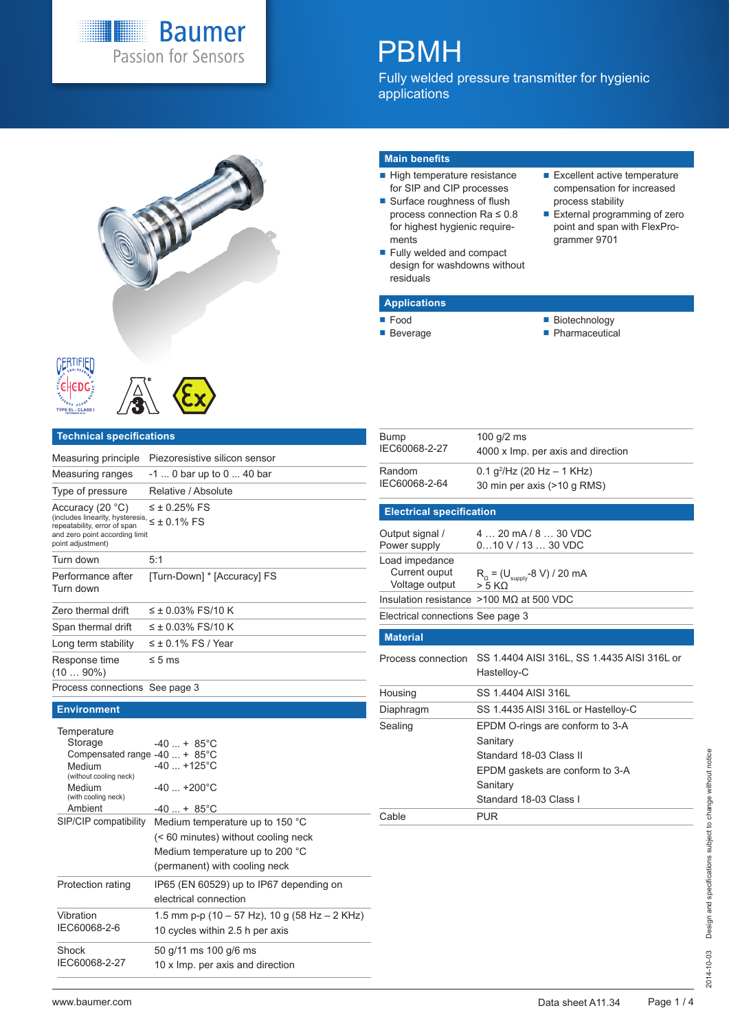# PBMH

Fully welded pressure transmitter for hygienic applications

## Main benefits

- High temperature resistance for SIP and CIP processes
- Surface roughness of flush process connection Ra ≤ 0.8 for highest hygienic requirements
- Fully welded and compact design for washdowns without residuals
- Excellent active temperature compensation for increased process stability
- External programming of zero point and span with FlexProgrammer 9701

## Applications

- Food
- Beverage
- Biotechnology
- Pharmaceutical

## Technical specifications

| | |
|---|---|
| Measuring principle | Piezoresistive silicon sensor |
| Measuring ranges | -1 ... 0 bar up to 0 ... 40 bar |
| Type of pressure | Relative / Absolute |
| Accuracy (20 °C) (includes linearity, hysteresis, repeatability, error of span and zero point according limit point adjustment) | ≤ ± 0.25% FS<br>≤ ± 0.1% FS |
| Turn down | 5:1 |
| Performance after Turn down | [Turn-Down] * [Accuracy] FS |
| Zero thermal drift | ≤ ± 0.03% FS/10 K |
| Span thermal drift | ≤ ± 0.03% FS/10 K |
| Long term stability | ≤ ± 0.1% FS / Year |
| Response time (10 … 90%) | ≤ 5 ms |
| Process connections | See page 3 |

## Environment

| | |
|---|---|
| Temperature | |
| Storage | -40 ... + 85°C |
| Compensated range | -40 ... + 85°C |
| Medium (without cooling neck) | -40 ... +125°C |
| Medium (with cooling neck) | -40 ... +200°C |
| Ambient | -40 ... + 85°C |
| SIP/CIP compatibility | Medium temperature up to 150 °C (< 60 minutes) without cooling neck<br>Medium temperature up to 200 °C (permanent) with cooling neck |
| Protection rating | IP65 (EN 60529) up to IP67 depending on electrical connection |
| Vibration IEC60068-2-6 | 1.5 mm p-p (10 – 57 Hz), 10 g (58 Hz – 2 KHz)<br>10 cycles within 2.5 h per axis |
| Shock IEC60068-2-27 | 50 g/11 ms 100 g/6 ms<br>10 x Imp. per axis and direction |
| Bump IEC60068-2-27 | 100 g/2 ms<br>4000 x Imp. per axis and direction |
| Random IEC60068-2-64 | 0.1 $g^2$/Hz (20 Hz – 1 KHz)<br>30 min per axis (>10 g RMS) |

## Electrical specification

| | |
|---|---|
| Output signal / Power supply | 4 … 20 mA / 8 … 30 VDC<br>0…10 V / 13 … 30 VDC |
| Load impedance | |
| Current output | $R_{\Omega} = (U_{supply} - 8\ V) / 20\ mA$ |
| Voltage output | > 5 KΩ |
| Insulation resistance | >100 MΩ at 500 VDC |
| Electrical connections | See page 3 |

## Material

| | |
|---|---|
| Process connection | SS 1.4404 AISI 316L, SS 1.4435 AISI 316L or Hastelloy-C |
| Housing | SS 1.4404 AISI 316L |
| Diaphragm | SS 1.4435 AISI 316L or Hastelloy-C |
| Sealing | EPDM O-rings are conform to 3-A Sanitary Standard 18-03 Class II<br>EPDM gaskets are conform to 3-A Sanitary Standard 18-03 Class I |
| Cable | PUR |

2014-10-03 Design and specifications subject to change without notice

www.baumer.com Data sheet A11.34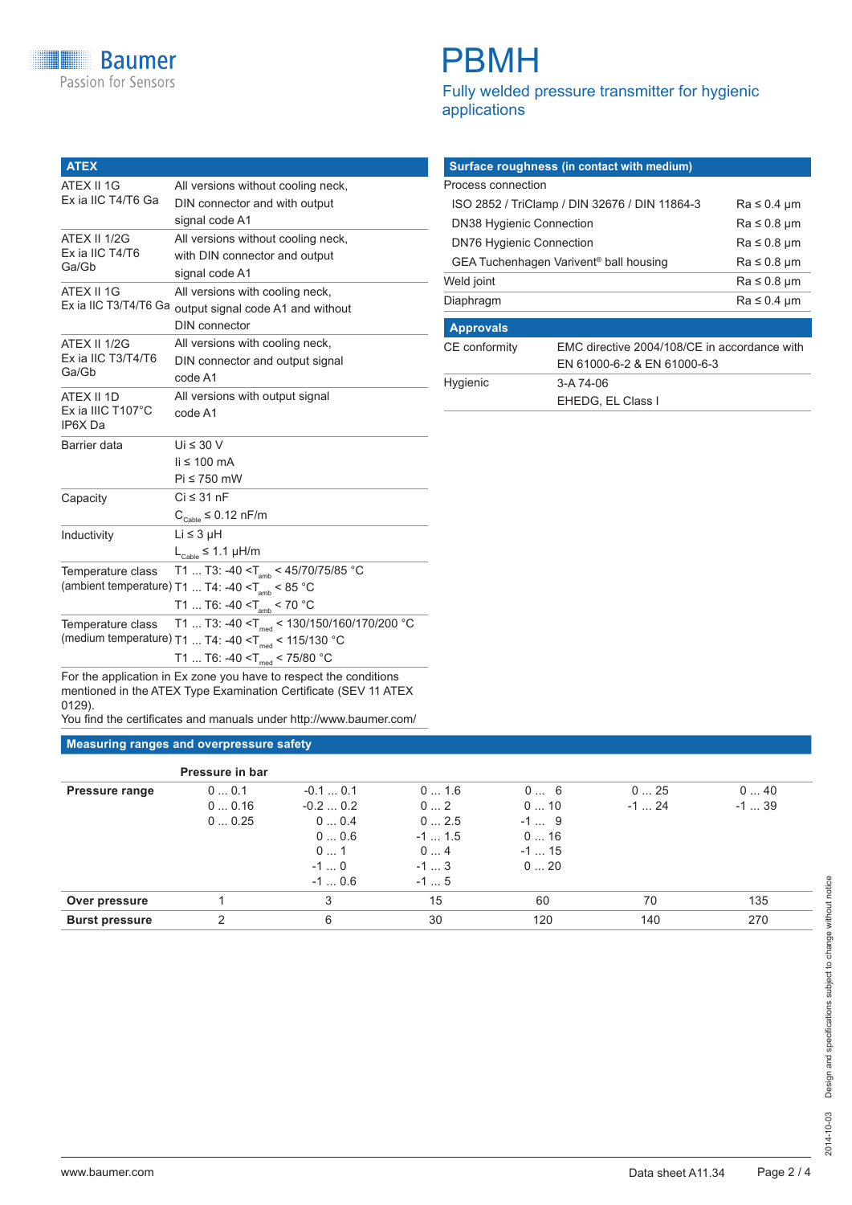# PBMH

Fully welded pressure transmitter for hygienic applications

## ATEX

| ATEX | |
|---|---|
| ATEX II 1G<br>Ex ia IIC T4/T6 Ga | All versions without cooling neck, DIN connector and with output signal code A1 |
| ATEX II 1/2G<br>Ex ia IIC T4/T6 Ga/Gb | All versions without cooling neck, with DIN connector and output signal code A1 |
| ATEX II 1G<br>Ex ia IIC T3/T4/T6 Ga | All versions with cooling neck, output signal code A1 and without DIN connector |
| ATEX II 1/2G<br>Ex ia IIC T3/T4/T6 Ga/Gb | All versions with cooling neck, DIN connector and output signal code A1 |
| ATEX II 1D<br>Ex ia IIIC T107°C IP6X Da | All versions with output signal code A1 |
| Barrier data | Ui ≤ 30 V<br>Ii ≤ 100 mA<br>Pi ≤ 750 mW |
| Capacity | Ci ≤ 31 nF<br>$C_{Cable}$ ≤ 0.12 nF/m |
| Inductivity | Li ≤ 3 µH<br>$L_{Cable}$ ≤ 1.1 µH/m |
| Temperature class (ambient temperature) | T1 ... T3: -40 <$T_{amb}$ < 45/70/75/85 °C<br>T1 ... T4: -40 <$T_{amb}$ < 85 °C<br>T1 ... T6: -40 <$T_{amb}$ < 70 °C |
| Temperature class (medium temperature) | T1 ... T3: -40 <$T_{med}$ < 130/150/160/170/200 °C<br>T1 ... T4: -40 <$T_{med}$ < 115/130 °C<br>T1 ... T6: -40 <$T_{med}$ < 75/80 °C |

For the application in Ex zone you have to respect the conditions mentioned in the ATEX Type Examination Certificate (SEV 11 ATEX 0129).
You find the certificates and manuals under http://www.baumer.com/

## Surface roughness (in contact with medium)

| Surface roughness (in contact with medium) | |
|---|---|
| Process connection | |
| ISO 2852 / TriClamp / DIN 32676 / DIN 11864-3 | Ra ≤ 0.4 µm |
| DN38 Hygienic Connection | Ra ≤ 0.8 µm |
| DN76 Hygienic Connection | Ra ≤ 0.8 µm |
| GEA Tuchenhagen Varivent® ball housing | Ra ≤ 0.8 µm |
| Weld joint | Ra ≤ 0.8 µm |
| Diaphragm | Ra ≤ 0.4 µm |

## Approvals

| Approvals | |
|---|---|
| CE conformity | EMC directive 2004/108/CE in accordance with EN 61000-6-2 & EN 61000-6-3 |
| Hygienic | 3-A 74-06<br>EHEDG, EL Class I |

## Measuring ranges and overpressure safety

| | Pressure in bar | | | | | |
|---|---|---|---|---|---|---|
| **Pressure range** | 0 ... 0.1<br>0 ... 0.16<br>0 ... 0.25 | -0.1 ... 0.1<br>-0.2 ... 0.2<br>0 ... 0.4<br>0 ... 0.6<br>0 ... 1<br>-1 ... 0<br>-1 ... 0.6 | 0 ... 1.6<br>0 ... 2<br>0 ... 2.5<br>-1 ... 1.5<br>0 ... 4<br>-1 ... 3<br>-1 ... 5 | 0 ... 6<br>0 ... 10<br>-1 ... 9<br>0 ... 16<br>-1 ... 15<br>0 ... 20 | 0 ... 25<br>-1 ... 24 | 0 ... 40<br>-1 ... 39 |
| **Over pressure** | 1 | 3 | 15 | 60 | 70 | 135 |
| **Burst pressure** | 2 | 6 | 30 | 120 | 140 | 270 |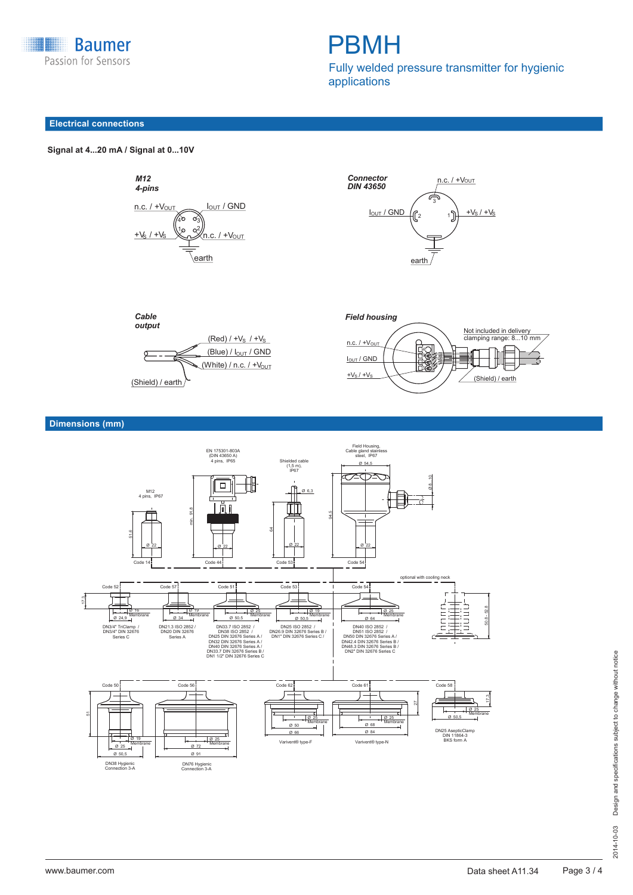# PBMH

Fully welded pressure transmitter for hygienic applications

## Electrical connections

**Signal at 4...20 mA / Signal at 0...10V**

*M12 4-pins*

- n.c. / $+V_{OUT}$
- $I_{OUT}$ / GND
- $+V_S$ / $+V_S$
- n.c. / $+V_{OUT}$
- earth

*Connector DIN 43650*

- n.c. / $+V_{OUT}$
- $I_{OUT}$ / GND
- $+V_S$ / $+V_S$
- earth

*Cable output*

- (Red) / $+V_S$ / $+V_S$
- (Blue) / $I_{OUT}$ / GND
- (White) / n.c. / $+V_{OUT}$
- (Shield) / earth

*Field housing*

- n.c. / $+V_{OUT}$
- $I_{OUT}$ / GND
- $+V_S$ / $+V_S$
- Not included in delivery clamping range: 8...10 mm
- (Shield) / earth

## Dimensions (mm)

Code 14: M12 4 pins, IP67 — 51.6; Ø 22

Code 44: EN 175301-803A (DIN 43650 A) 4 pins, IP65 — min. 91.8; Ø 22

Code 53: Shielded cable (1,5 m), IP67 — Ø 6,3; 64; Ø 22

Code 54: Field Housing, Cable gland stainless steel, IP67 — Ø 54,5; 94.5; Ø 8...10; Ø 22

optional with cooling neck — 50.8...52.8

Code 52: 17.3; Ø 16 Membrane; Ø 24,6 — DN3/4" TriClamp / DN3/4" DIN 32676 Series C

Code 57: Ø 19 Membrane; Ø 34 — DN21.3 ISO 2852 / DN20 DIN 32676 Series A

Code 51: Ø 25 Membrane; Ø 50.5 — DN33.7 ISO 2852 / DN38 ISO 2852 / DN25 DIN 32676 Series A / DN32 DIN 32676 Series A / DN40 DIN 32676 Series A / DN33.7 DIN 32676 Series B / DN1 1/2" DIN 32676 Series C

Code 53: Ø 19 Membrane; Ø 50.5 — DN25 ISO 2852 / DN26.9 DIN 32676 Series B / DN1" DIN 32676 Series C /

Code 54: Ø 25 Membrane; Ø 64 — DN40 ISO 2852 / DN51 ISO 2852 / DN50 DIN 32676 Series A / DN42.4 DIN 32676 Series B / DN48.3 DIN 32676 Series B / DN2" DIN 32676 Series C

Code 50: 51; Ø 19 Membrane; Ø 25; Ø 50,5 — DN38 Hygienic Connection 3-A

Code 56: Ø 25 Membrane; Ø 72; Ø 91 — DN76 Hygienic Connection 3-A

Code 62: Ø 25 Membrane; Ø 50; Ø 66 — Varivent® type-F

Code 61: 27; Ø 25 Membrane; Ø 68; Ø 84 — Varivent® type-N

Code 58: 17.3; Ø 25 Membrane; Ø 50,5 — DN25 AsepticClamp DIN 11864-3 BKS form A

2014-10-03 Design and specifications subject to change without notice

www.baumer.com Data sheet A11.34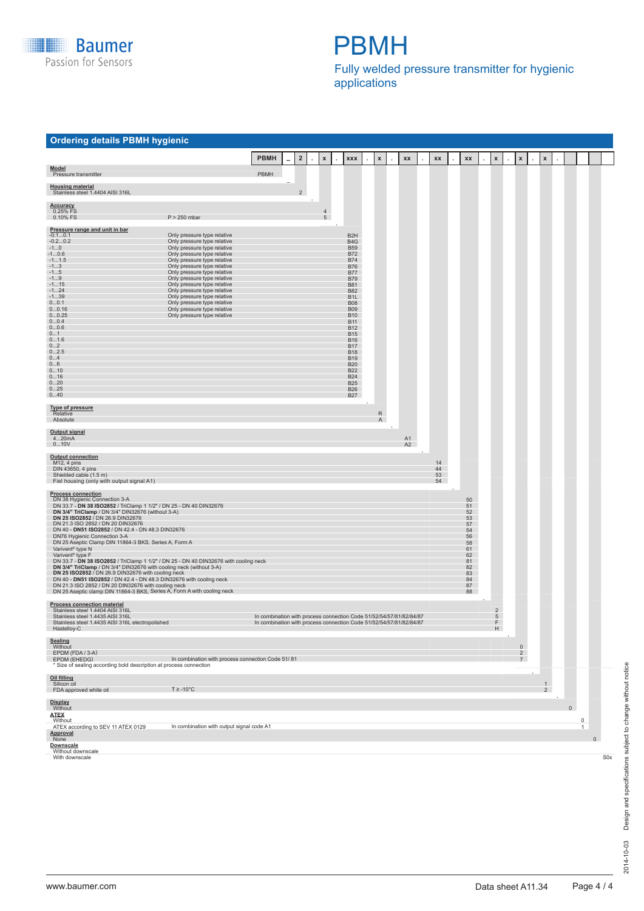# PBMH

Fully welded pressure transmitter for hygienic applications

## Ordering details PBMH hygienic

| PBMH | – | 2 | . | x | . | xxx | . | x | . | xx | . | xx | . | xx | . | x | . | x | . | x | . | | | |
|---|---|---|---|---|---|---|---|---|---|---|---|---|---|---|---|---|---|---|---|---|---|---|---|---|

**Model**

| | | Code |
|---|---|---|
| Pressure transmitter | | PBMH |

**Housing material**

| | | Code |
|---|---|---|
| Stainless steel 1.4404 AISI 316L | | 2 |

**Accuracy**

| | | Code |
|---|---|---|
| 0.25% FS | | 4 |
| 0.10% FS | P > 250 mbar | 5 |

**Pressure range and unit in bar**

| | | Code |
|---|---|---|
| -0.1...0.1 | Only pressure type relative | B2H |
| -0.2...0.2 | Only pressure type relative | B4G |
| -1...0 | Only pressure type relative | B59 |
| -1...0.6 | Only pressure type relative | B72 |
| -1...1.5 | Only pressure type relative | B74 |
| -1...3 | Only pressure type relative | B76 |
| -1...5 | Only pressure type relative | B77 |
| -1...9 | Only pressure type relative | B79 |
| -1...15 | Only pressure type relative | B81 |
| -1...24 | Only pressure type relative | B82 |
| -1...39 | Only pressure type relative | B1L |
| 0...0.1 | Only pressure type relative | B08 |
| 0...0.16 | Only pressure type relative | B09 |
| 0...0.25 | Only pressure type relative | B10 |
| 0...0.4 | | B11 |
| 0...0.6 | | B12 |
| 0...1 | | B15 |
| 0...1.6 | | B16 |
| 0...2 | | B17 |
| 0...2.5 | | B18 |
| 0...4 | | B19 |
| 0...6 | | B20 |
| 0...10 | | B22 |
| 0...16 | | B24 |
| 0...20 | | B25 |
| 0...25 | | B26 |
| 0...40 | | B27 |

**Type of pressure**

| | Code |
|---|---|
| Relative | R |
| Absolute | A |

**Output signal**

| | Code |
|---|---|
| 4...20mA | A1 |
| 0...10V | A2 |

**Output connection**

| | Code |
|---|---|
| M12, 4 pins | 14 |
| DIN 43650, 4 pins | 44 |
| Shielded cable (1.5 m) | 53 |
| Fiel housing (only with output signal A1) | 54 |

**Process connection**

| | Code |
|---|---|
| DN 38 Hygienic Connection 3-A | 50 |
| DN 33.7 - **DN 38 ISO2852** / TriClamp 1 1/2" / DN 25 - DN 40 DIN32676 | 51 |
| **DN 3/4" TriClamp** / DN 3/4" DIN32676 (without 3-A) | 52 |
| **DN 25 ISO2852** / DN 26.9 DIN32676 | 53 |
| DN 21.3 ISO 2852 / DN 20 DIN32676 | 57 |
| DN 40 - **DN51 ISO2852** / DN 42.4 - DN 48.3 DIN32676 | 54 |
| DN76 Hygienic Connection 3-A | 56 |
| DN 25 Aseptic Clamp DIN 11864-3 BKS, Series A, Form A | 58 |
| Varivent® type N | 61 |
| Varivent® type F | 62 |
| DN 33.7 - **DN 38 ISO2852** / TriClamp 1 1/2" / DN 25 - DN 40 DIN32676 with cooling neck | 81 |
| **DN 3/4" TriClamp** / DN 3/4" DIN32676 with cooling neck (without 3-A) | 82 |
| **DN 25 ISO2852** / DN 26.9 DIN32676 with cooling neck | 83 |
| DN 40 - **DN51 ISO2852** / DN 42.4 - DN 48.3 DIN32676 with cooling neck | 84 |
| DN 21.3 ISO 2852 / DN 20 DIN32676 with cooling neck | 87 |
| DN 25 Aseptic clamp DIN 11864-3 BKS, Series A, Form A with cooling neck | 88 |

**Process connection material**

| | | Code |
|---|---|---|
| Stainless steel 1.4404 AISI 316L | | 2 |
| Stainless steel 1.4435 AISI 316L | In combination with process connection Code 51/52/54/57/81/82/84/87 | 5 |
| Stainless steel 1.4435 AISI 316L electropolished | In combination with process connection Code 51/52/54/57/81/82/84/87 | F |
| Hastelloy-C | | H |

**Sealing**

| | | Code |
|---|---|---|
| Without | | 0 |
| EPDM (FDA / 3-A) | | 2 |
| EPDM (EHEDG) | In combination with process connection Code 51/ 81 | 7 |

\* Size of sealing according bold description at process connection

**Oil filling**

| | | Code |
|---|---|---|
| Silicon oil | | 1 |
| FDA approved white oil | T ≥ -10°C | 2 |

**Display**

| | Code |
|---|---|
| Without | 0 |

**ATEX**

| | | Code |
|---|---|---|
| Without | | 0 |
| ATEX according to SEV 11 ATEX 0129 | In combination with output signal code A1 | 1 |

**Approval**

| | Code |
|---|---|
| None | 0 |

**Downscale**

| | Code |
|---|---|
| Without downscale | |
| With downscale | S0x |

www.baumer.com

Data sheet A11.34

2014-10-03 Design and specifications subject to change without notice